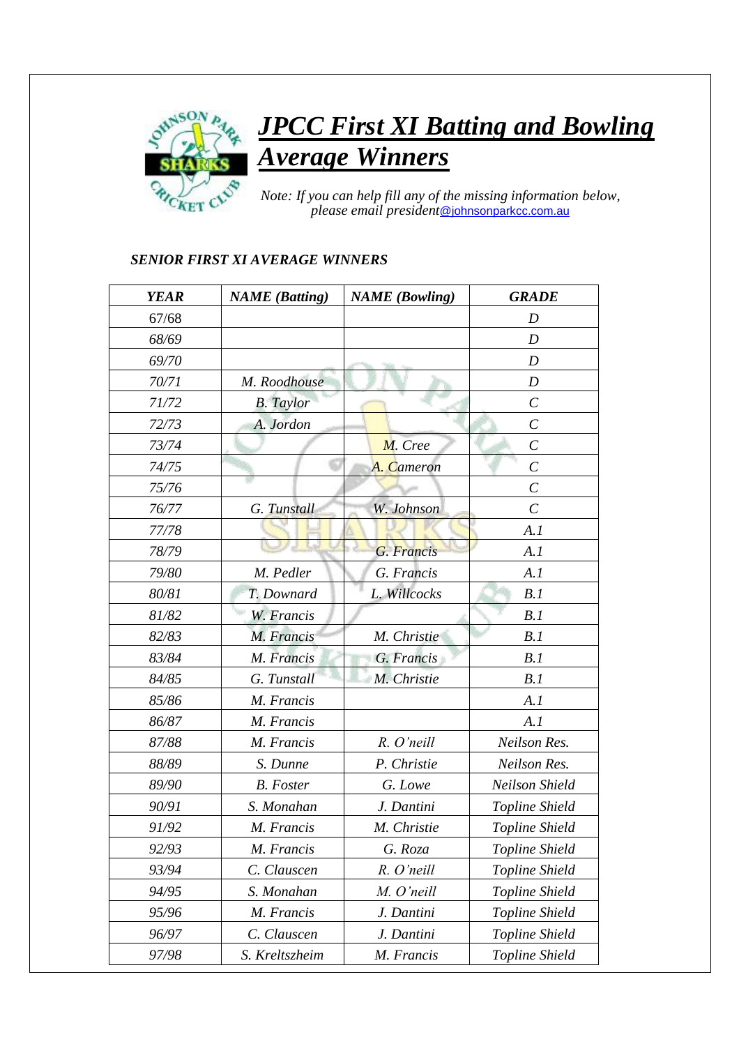# ***JPCC First XI Batting and Bowling Average Winners***

*Note: If you can help fill any of the missing information below, please email president*@johnsonparkcc.com.au

***SENIOR FIRST XI AVERAGE WINNERS***

| *YEAR* | *NAME (Batting)* | *NAME (Bowling)* | *GRADE* |
|---|---|---|---|
| 67/68 | | | *D* |
| 68/69 | | | *D* |
| 69/70 | | | *D* |
| 70/71 | M. Roodhouse | | *D* |
| 71/72 | B. Taylor | | *C* |
| 72/73 | A. Jordon | | *C* |
| 73/74 | | M. Cree | *C* |
| 74/75 | | A. Cameron | *C* |
| 75/76 | | | *C* |
| 76/77 | G. Tunstall | W. Johnson | *C* |
| 77/78 | | | *A.1* |
| 78/79 | | G. Francis | *A.1* |
| 79/80 | M. Pedler | G. Francis | *A.1* |
| 80/81 | T. Downard | L. Willcocks | *B.1* |
| 81/82 | W. Francis | | *B.1* |
| 82/83 | M. Francis | M. Christie | *B.1* |
| 83/84 | M. Francis | G. Francis | *B.1* |
| 84/85 | G. Tunstall | M. Christie | *B.1* |
| 85/86 | M. Francis | | *A.1* |
| 86/87 | M. Francis | | *A.1* |
| 87/88 | M. Francis | R. O'neill | Neilson Res. |
| 88/89 | S. Dunne | P. Christie | Neilson Res. |
| 89/90 | B. Foster | G. Lowe | Neilson Shield |
| 90/91 | S. Monahan | J. Dantini | Topline Shield |
| 91/92 | M. Francis | M. Christie | Topline Shield |
| 92/93 | M. Francis | G. Roza | Topline Shield |
| 93/94 | C. Clauscen | R. O'neill | Topline Shield |
| 94/95 | S. Monahan | M. O'neill | Topline Shield |
| 95/96 | M. Francis | J. Dantini | Topline Shield |
| 96/97 | C. Clauscen | J. Dantini | Topline Shield |
| 97/98 | S. Kreltszheim | M. Francis | Topline Shield |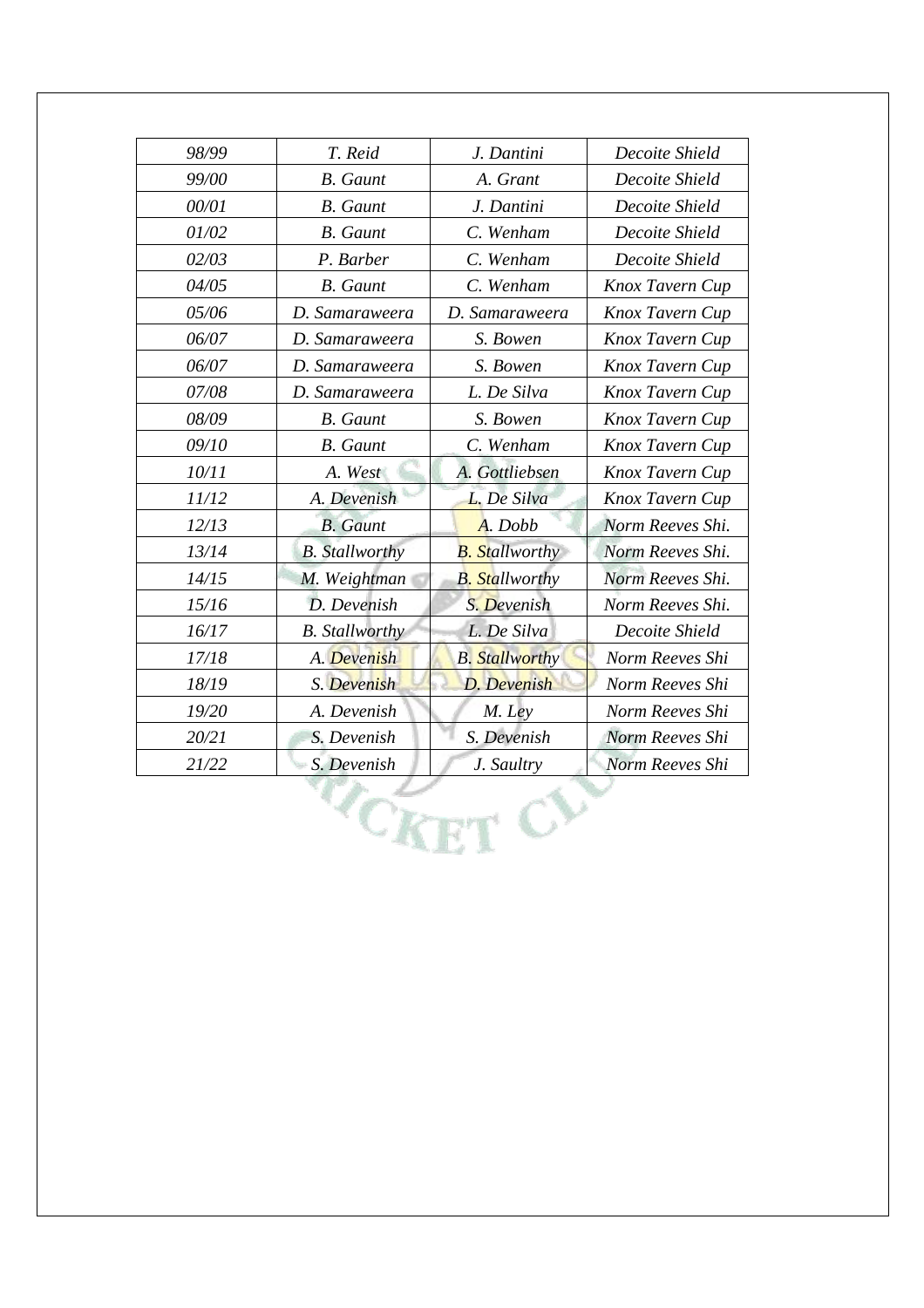| *98/99* | *T. Reid* | *J. Dantini* | *Decoite Shield* |
|---|---|---|---|
| *99/00* | *B. Gaunt* | *A. Grant* | *Decoite Shield* |
| *00/01* | *B. Gaunt* | *J. Dantini* | *Decoite Shield* |
| *01/02* | *B. Gaunt* | *C. Wenham* | *Decoite Shield* |
| *02/03* | *P. Barber* | *C. Wenham* | *Decoite Shield* |
| *04/05* | *B. Gaunt* | *C. Wenham* | *Knox Tavern Cup* |
| *05/06* | *D. Samaraweera* | *D. Samaraweera* | *Knox Tavern Cup* |
| *06/07* | *D. Samaraweera* | *S. Bowen* | *Knox Tavern Cup* |
| *06/07* | *D. Samaraweera* | *S. Bowen* | *Knox Tavern Cup* |
| *07/08* | *D. Samaraweera* | *L. De Silva* | *Knox Tavern Cup* |
| *08/09* | *B. Gaunt* | *S. Bowen* | *Knox Tavern Cup* |
| *09/10* | *B. Gaunt* | *C. Wenham* | *Knox Tavern Cup* |
| *10/11* | *A. West* | *A. Gottliebsen* | *Knox Tavern Cup* |
| *11/12* | *A. Devenish* | *L. De Silva* | *Knox Tavern Cup* |
| *12/13* | *B. Gaunt* | *A. Dobb* | *Norm Reeves Shi.* |
| *13/14* | *B. Stallworthy* | *B. Stallworthy* | *Norm Reeves Shi.* |
| *14/15* | *M. Weightman* | *B. Stallworthy* | *Norm Reeves Shi.* |
| *15/16* | *D. Devenish* | *S. Devenish* | *Norm Reeves Shi.* |
| *16/17* | *B. Stallworthy* | *L. De Silva* | *Decoite Shield* |
| *17/18* | *A. Devenish* | *B. Stallworthy* | *Norm Reeves Shi* |
| *18/19* | *S. Devenish* | *D. Devenish* | *Norm Reeves Shi* |
| *19/20* | *A. Devenish* | *M. Ley* | *Norm Reeves Shi* |
| *20/21* | *S. Devenish* | *S. Devenish* | *Norm Reeves Shi* |
| *21/22* | *S. Devenish* | *J. Saultry* | *Norm Reeves Shi* |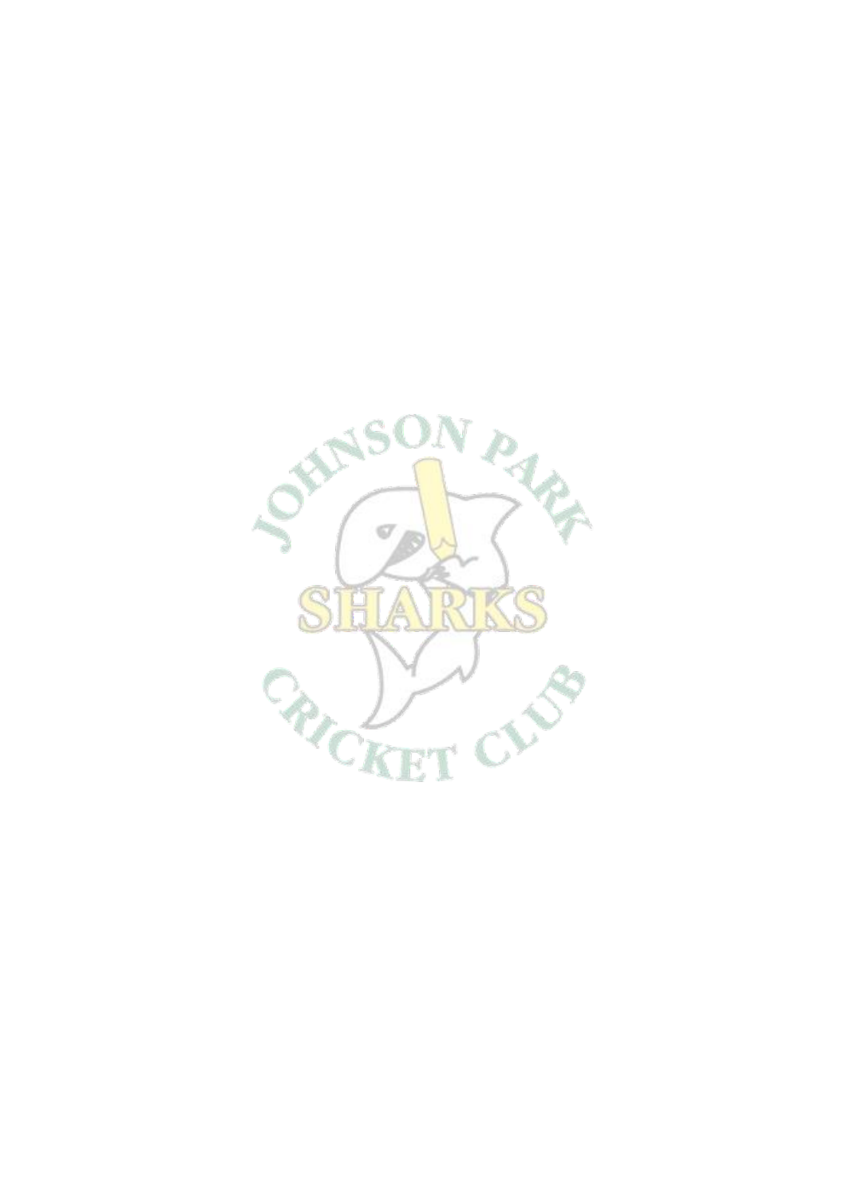JOHNSON PARK

SHARKS

CRICKET CLUB